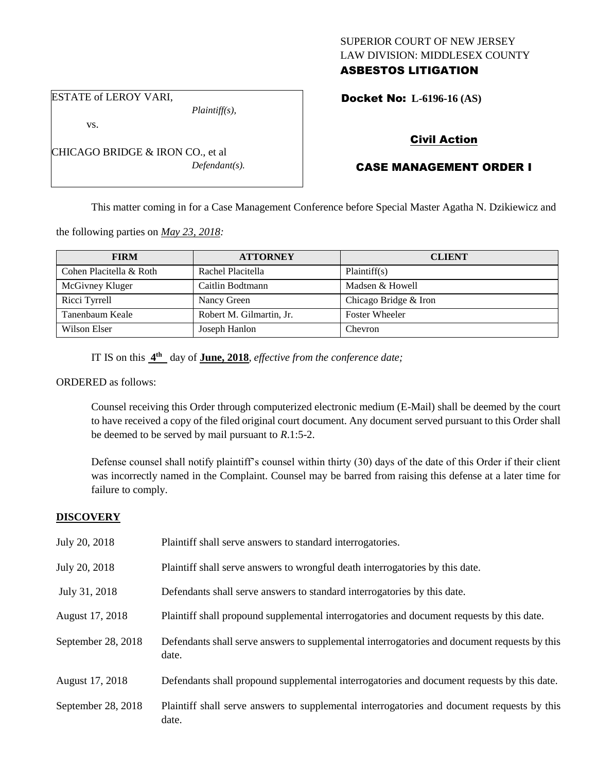SUPERIOR COURT OF NEW JERSEY
LAW DIVISION: MIDDLESEX COUNTY
**ASBESTOS LITIGATION**

ESTATE of LEROY VARI,
*Plaintiff(s),*

vs.

CHICAGO BRIDGE & IRON CO., et al
*Defendant(s).*

**Docket No: L-6196-16 (AS)**

## Civil Action

## CASE MANAGEMENT ORDER I

This matter coming in for a Case Management Conference before Special Master Agatha N. Dzikiewicz and the following parties on *May 23, 2018:*

| FIRM | ATTORNEY | CLIENT |
|---|---|---|
| Cohen Placitella & Roth | Rachel Placitella | Plaintiff(s) |
| McGivney Kluger | Caitlin Bodtmann | Madsen & Howell |
| Ricci Tyrrell | Nancy Green | Chicago Bridge & Iron |
| Tanenbaum Keale | Robert M. Gilmartin, Jr. | Foster Wheeler |
| Wilson Elser | Joseph Hanlon | Chevron |

IT IS on this **4th** day of **June, 2018**, *effective from the conference date;*

ORDERED as follows:

Counsel receiving this Order through computerized electronic medium (E-Mail) shall be deemed by the court to have received a copy of the filed original court document. Any document served pursuant to this Order shall be deemed to be served by mail pursuant to *R*.1:5-2.

Defense counsel shall notify plaintiff's counsel within thirty (30) days of the date of this Order if their client was incorrectly named in the Complaint. Counsel may be barred from raising this defense at a later time for failure to comply.

### DISCOVERY

| | |
|---|---|
| July 20, 2018 | Plaintiff shall serve answers to standard interrogatories. |
| July 20, 2018 | Plaintiff shall serve answers to wrongful death interrogatories by this date. |
| July 31, 2018 | Defendants shall serve answers to standard interrogatories by this date. |
| August 17, 2018 | Plaintiff shall propound supplemental interrogatories and document requests by this date. |
| September 28, 2018 | Defendants shall serve answers to supplemental interrogatories and document requests by this date. |
| August 17, 2018 | Defendants shall propound supplemental interrogatories and document requests by this date. |
| September 28, 2018 | Plaintiff shall serve answers to supplemental interrogatories and document requests by this date. |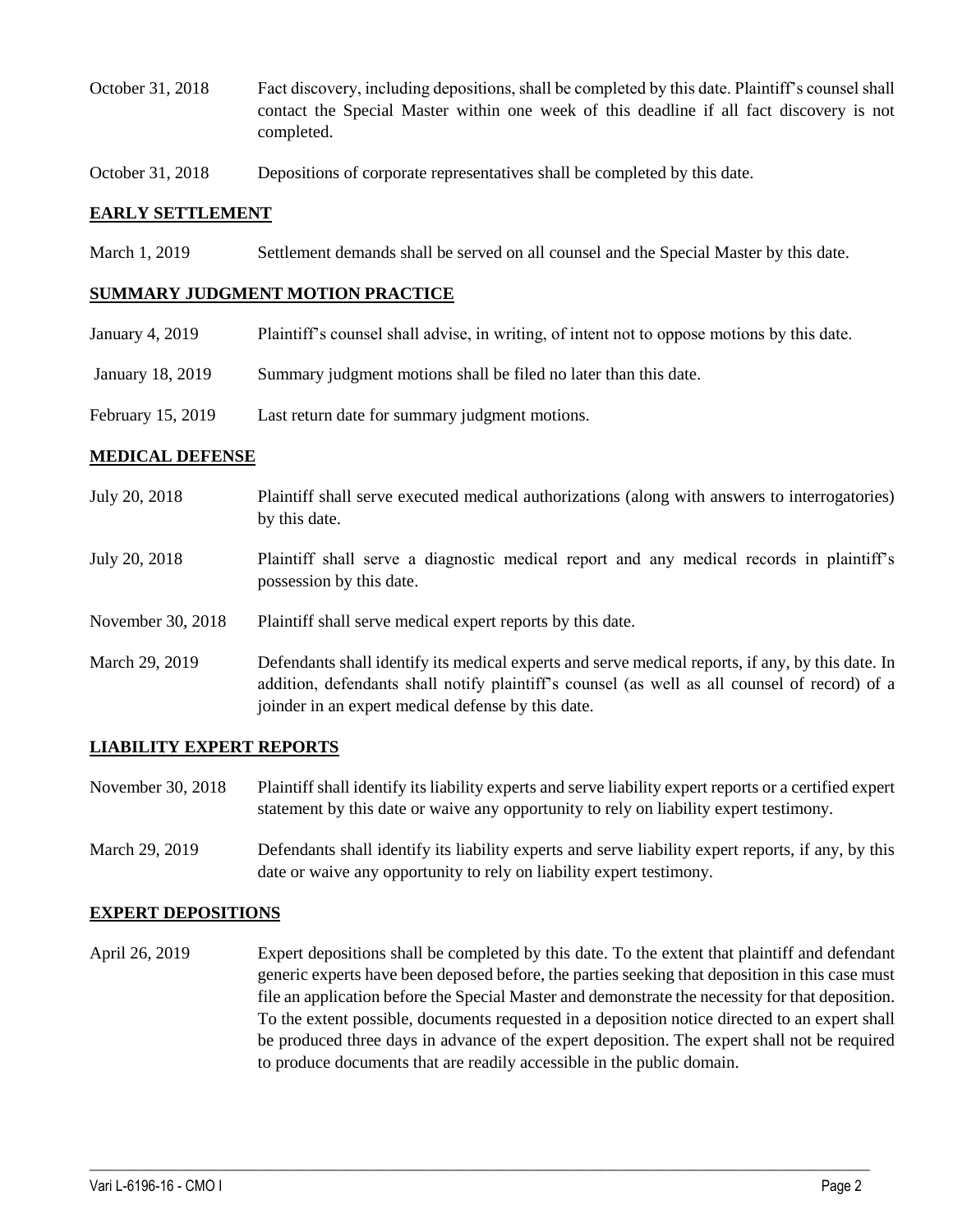October 31, 2018 Fact discovery, including depositions, shall be completed by this date. Plaintiff's counsel shall contact the Special Master within one week of this deadline if all fact discovery is not completed.

October 31, 2018 Depositions of corporate representatives shall be completed by this date.

## EARLY SETTLEMENT

March 1, 2019 Settlement demands shall be served on all counsel and the Special Master by this date.

## SUMMARY JUDGMENT MOTION PRACTICE

January 4, 2019 Plaintiff's counsel shall advise, in writing, of intent not to oppose motions by this date.

January 18, 2019 Summary judgment motions shall be filed no later than this date.

February 15, 2019 Last return date for summary judgment motions.

## MEDICAL DEFENSE

July 20, 2018 Plaintiff shall serve executed medical authorizations (along with answers to interrogatories) by this date.

July 20, 2018 Plaintiff shall serve a diagnostic medical report and any medical records in plaintiff's possession by this date.

November 30, 2018 Plaintiff shall serve medical expert reports by this date.

March 29, 2019 Defendants shall identify its medical experts and serve medical reports, if any, by this date. In addition, defendants shall notify plaintiff's counsel (as well as all counsel of record) of a joinder in an expert medical defense by this date.

## LIABILITY EXPERT REPORTS

November 30, 2018 Plaintiff shall identify its liability experts and serve liability expert reports or a certified expert statement by this date or waive any opportunity to rely on liability expert testimony.

March 29, 2019 Defendants shall identify its liability experts and serve liability expert reports, if any, by this date or waive any opportunity to rely on liability expert testimony.

## EXPERT DEPOSITIONS

April 26, 2019 Expert depositions shall be completed by this date. To the extent that plaintiff and defendant generic experts have been deposed before, the parties seeking that deposition in this case must file an application before the Special Master and demonstrate the necessity for that deposition. To the extent possible, documents requested in a deposition notice directed to an expert shall be produced three days in advance of the expert deposition. The expert shall not be required to produce documents that are readily accessible in the public domain.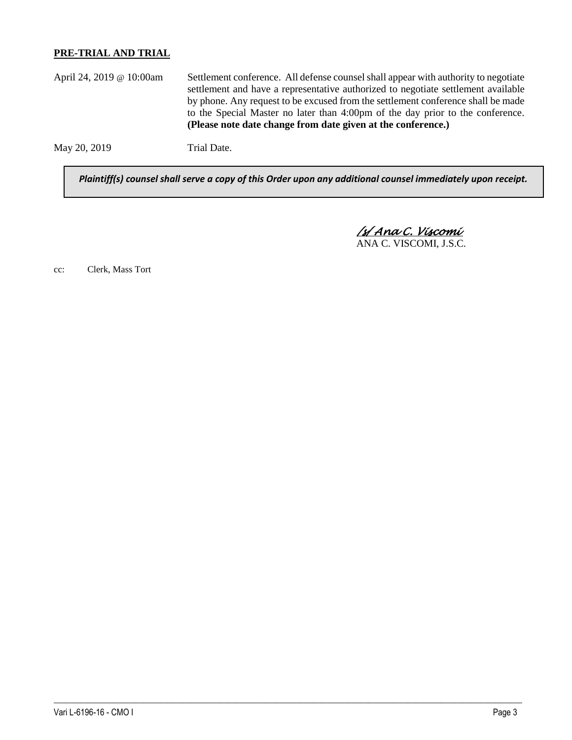**PRE-TRIAL AND TRIAL**

| | |
|---|---|
| April 24, 2019 @ 10:00am | Settlement conference. All defense counsel shall appear with authority to negotiate settlement and have a representative authorized to negotiate settlement available by phone. Any request to be excused from the settlement conference shall be made to the Special Master no later than 4:00pm of the day prior to the conference. **(Please note date change from date given at the conference.)** |
| May 20, 2019 | Trial Date. |

***Plaintiff(s) counsel shall serve a copy of this Order upon any additional counsel immediately upon receipt.***

*/s/ Ana C. Viscomi*
ANA C. VISCOMI, J.S.C.

cc: Clerk, Mass Tort